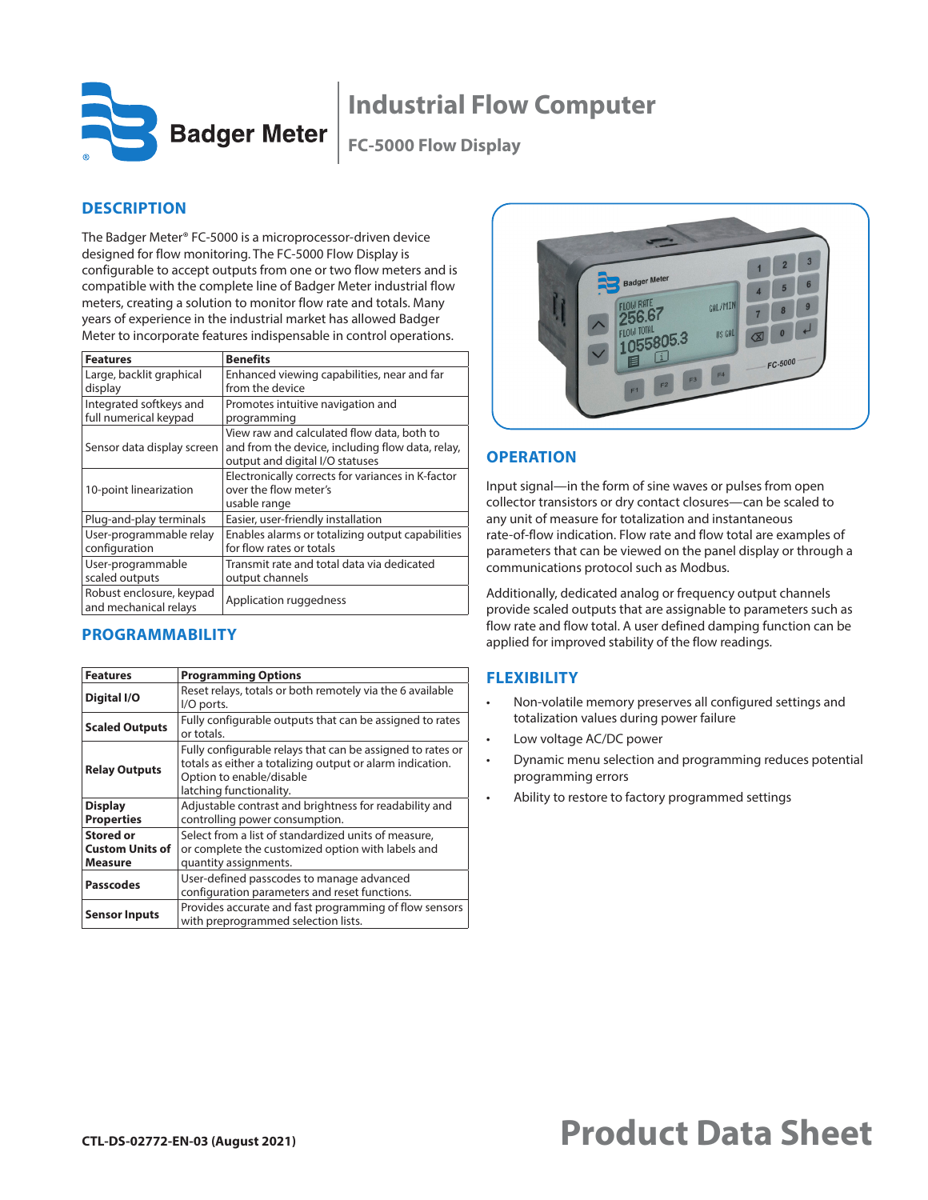# Industrial Flow Computer

## FC-5000 Flow Display

## DESCRIPTION

The Badger Meter® FC-5000 is a microprocessor-driven device designed for flow monitoring. The FC-5000 Flow Display is configurable to accept outputs from one or two flow meters and is compatible with the complete line of Badger Meter industrial flow meters, creating a solution to monitor flow rate and totals. Many years of experience in the industrial market has allowed Badger Meter to incorporate features indispensable in control operations.

| Features | Benefits |
|---|---|
| Large, backlit graphical display | Enhanced viewing capabilities, near and far from the device |
| Integrated softkeys and full numerical keypad | Promotes intuitive navigation and programming |
| Sensor data display screen | View raw and calculated flow data, both to and from the device, including flow data, relay, output and digital I/O statuses |
| 10-point linearization | Electronically corrects for variances in K-factor over the flow meter's usable range |
| Plug-and-play terminals | Easier, user-friendly installation |
| User-programmable relay configuration | Enables alarms or totalizing output capabilities for flow rates or totals |
| User-programmable scaled outputs | Transmit rate and total data via dedicated output channels |
| Robust enclosure, keypad and mechanical relays | Application ruggedness |

## PROGRAMMABILITY

| Features | Programming Options |
|---|---|
| **Digital I/O** | Reset relays, totals or both remotely via the 6 available I/O ports. |
| **Scaled Outputs** | Fully configurable outputs that can be assigned to rates or totals. |
| **Relay Outputs** | Fully configurable relays that can be assigned to rates or totals as either a totalizing output or alarm indication. Option to enable/disable latching functionality. |
| **Display Properties** | Adjustable contrast and brightness for readability and controlling power consumption. |
| **Stored or Custom Units of Measure** | Select from a list of standardized units of measure, or complete the customized option with labels and quantity assignments. |
| **Passcodes** | User-defined passcodes to manage advanced configuration parameters and reset functions. |
| **Sensor Inputs** | Provides accurate and fast programming of flow sensors with preprogrammed selection lists. |

## OPERATION

Input signal—in the form of sine waves or pulses from open collector transistors or dry contact closures—can be scaled to any unit of measure for totalization and instantaneous rate-of-flow indication. Flow rate and flow total are examples of parameters that can be viewed on the panel display or through a communications protocol such as Modbus.

Additionally, dedicated analog or frequency output channels provide scaled outputs that are assignable to parameters such as flow rate and flow total. A user defined damping function can be applied for improved stability of the flow readings.

## FLEXIBILITY

- Non-volatile memory preserves all configured settings and totalization values during power failure
- Low voltage AC/DC power
- Dynamic menu selection and programming reduces potential programming errors
- Ability to restore to factory programmed settings

CTL-DS-02772-EN-03 (August 2021)

**Product Data Sheet**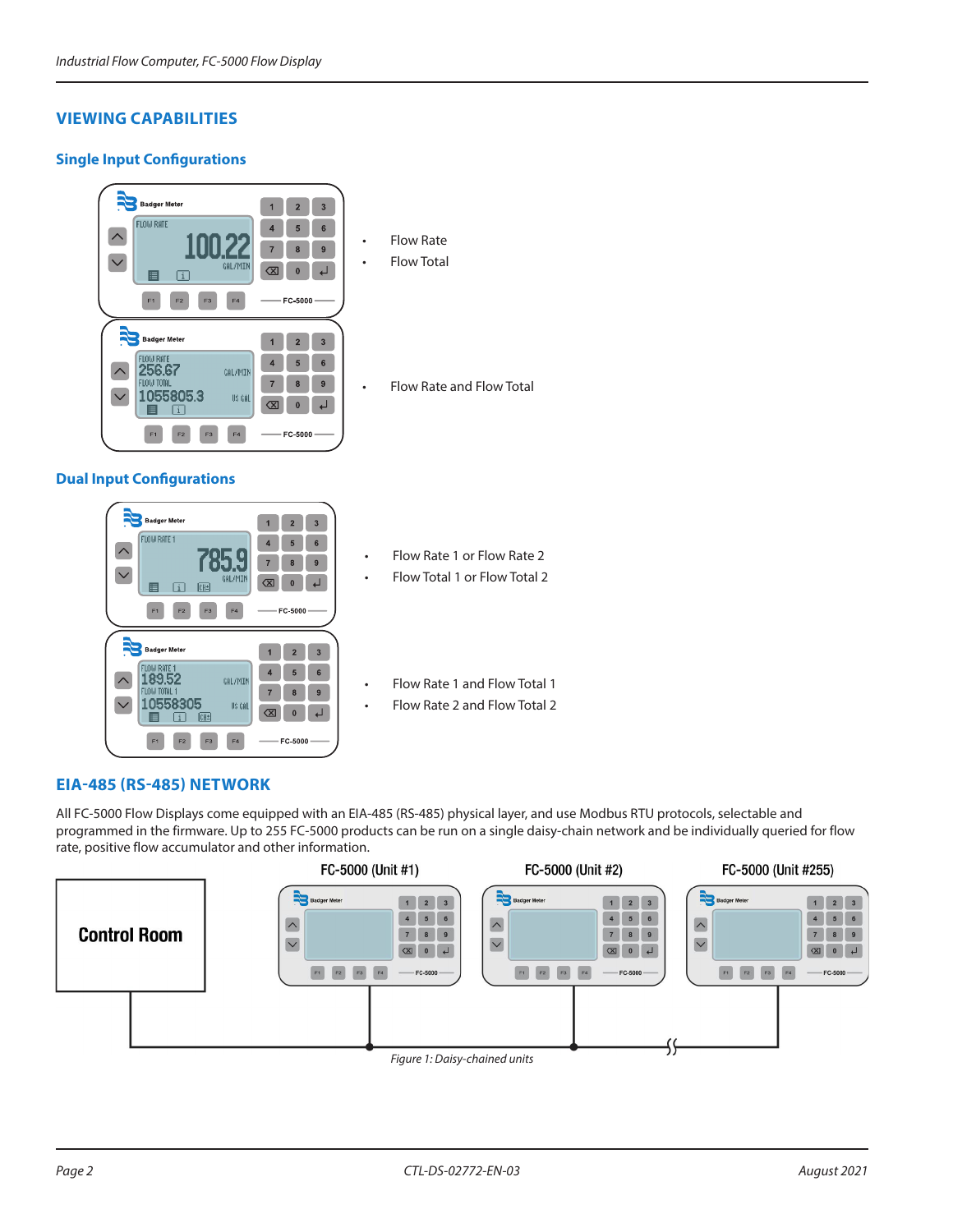## VIEWING CAPABILITIES

### Single Input Configurations

- Flow Rate
- Flow Total

- Flow Rate and Flow Total

### Dual Input Configurations

- Flow Rate 1 or Flow Rate 2
- Flow Total 1 or Flow Total 2

- Flow Rate 1 and Flow Total 1
- Flow Rate 2 and Flow Total 2

## EIA-485 (RS-485) NETWORK

All FC-5000 Flow Displays come equipped with an EIA-485 (RS-485) physical layer, and use Modbus RTU protocols, selectable and programmed in the firmware. Up to 255 FC-5000 products can be run on a single daisy-chain network and be individually queried for flow rate, positive flow accumulator and other information.

*Figure 1: Daisy-chained units*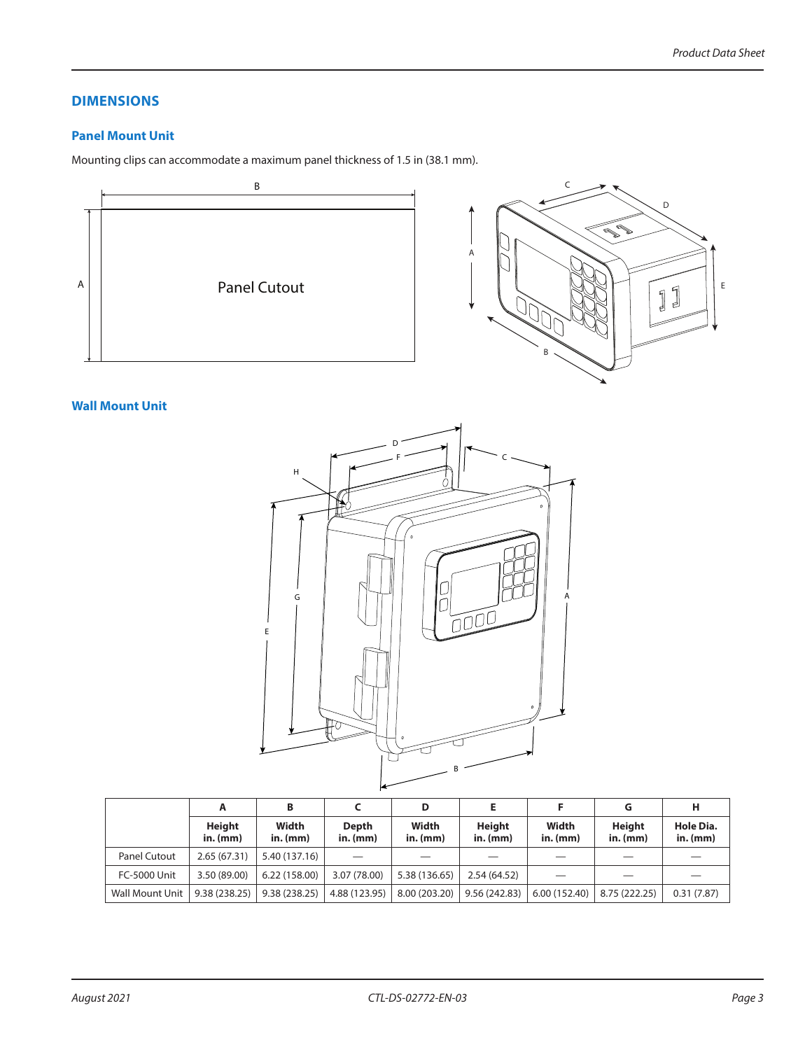## DIMENSIONS

### Panel Mount Unit

Mounting clips can accommodate a maximum panel thickness of 1.5 in (38.1 mm).

### Wall Mount Unit

| | A | B | C | D | E | F | G | H |
|---|---|---|---|---|---|---|---|---|
| | Height in. (mm) | Width in. (mm) | Depth in. (mm) | Width in. (mm) | Height in. (mm) | Width in. (mm) | Height in. (mm) | Hole Dia. in. (mm) |
| Panel Cutout | 2.65 (67.31) | 5.40 (137.16) | — | — | — | — | — | — |
| FC-5000 Unit | 3.50 (89.00) | 6.22 (158.00) | 3.07 (78.00) | 5.38 (136.65) | 2.54 (64.52) | — | — | — |
| Wall Mount Unit | 9.38 (238.25) | 9.38 (238.25) | 4.88 (123.95) | 8.00 (203.20) | 9.56 (242.83) | 6.00 (152.40) | 8.75 (222.25) | 0.31 (7.87) |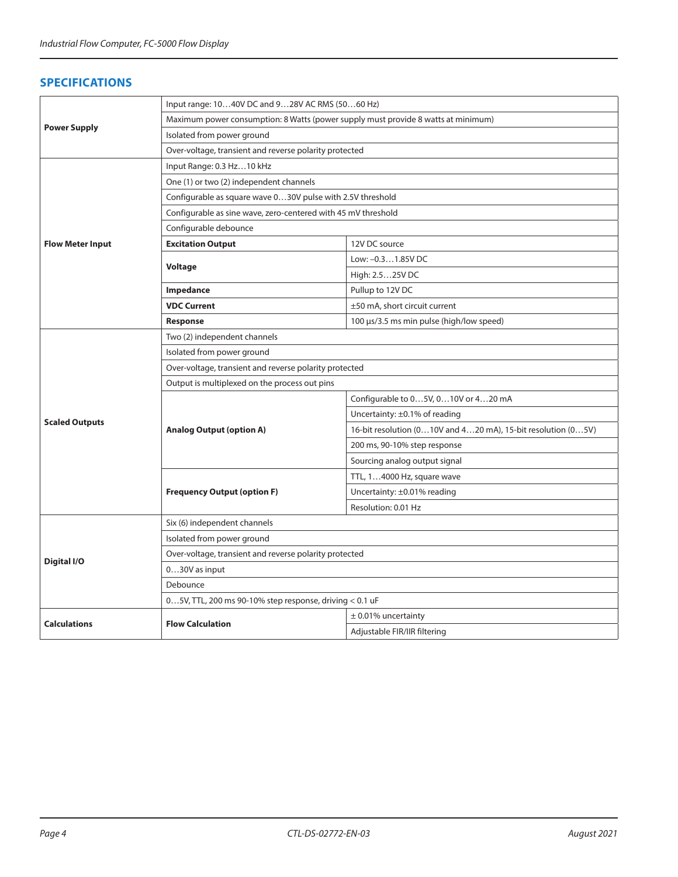## SPECIFICATIONS

| | | |
|---|---|---|
| **Power Supply** | Input range: 10…40V DC and 9…28V AC RMS (50…60 Hz) | |
| | Maximum power consumption: 8 Watts (power supply must provide 8 watts at minimum) | |
| | Isolated from power ground | |
| | Over-voltage, transient and reverse polarity protected | |
| **Flow Meter Input** | Input Range: 0.3 Hz…10 kHz | |
| | One (1) or two (2) independent channels | |
| | Configurable as square wave 0…30V pulse with 2.5V threshold | |
| | Configurable as sine wave, zero-centered with 45 mV threshold | |
| | Configurable debounce | |
| | **Excitation Output** | 12V DC source |
| | **Voltage** | Low: –0.3…1.85V DC |
| | | High: 2.5…25V DC |
| | **Impedance** | Pullup to 12V DC |
| | **VDC Current** | ±50 mA, short circuit current |
| | **Response** | 100 µs/3.5 ms min pulse (high/low speed) |
| **Scaled Outputs** | Two (2) independent channels | |
| | Isolated from power ground | |
| | Over-voltage, transient and reverse polarity protected | |
| | Output is multiplexed on the process out pins | |
| | **Analog Output (option A)** | Configurable to 0…5V, 0…10V or 4…20 mA |
| | | Uncertainty: ±0.1% of reading |
| | | 16-bit resolution (0…10V and 4…20 mA), 15-bit resolution (0…5V) |
| | | 200 ms, 90-10% step response |
| | | Sourcing analog output signal |
| | **Frequency Output (option F)** | TTL, 1…4000 Hz, square wave |
| | | Uncertainty: ±0.01% reading |
| | | Resolution: 0.01 Hz |
| **Digital I/O** | Six (6) independent channels | |
| | Isolated from power ground | |
| | Over-voltage, transient and reverse polarity protected | |
| | 0…30V as input | |
| | Debounce | |
| | 0…5V, TTL, 200 ms 90-10% step response, driving < 0.1 uF | |
| **Calculations** | **Flow Calculation** | ± 0.01% uncertainty |
| | | Adjustable FIR/IIR filtering |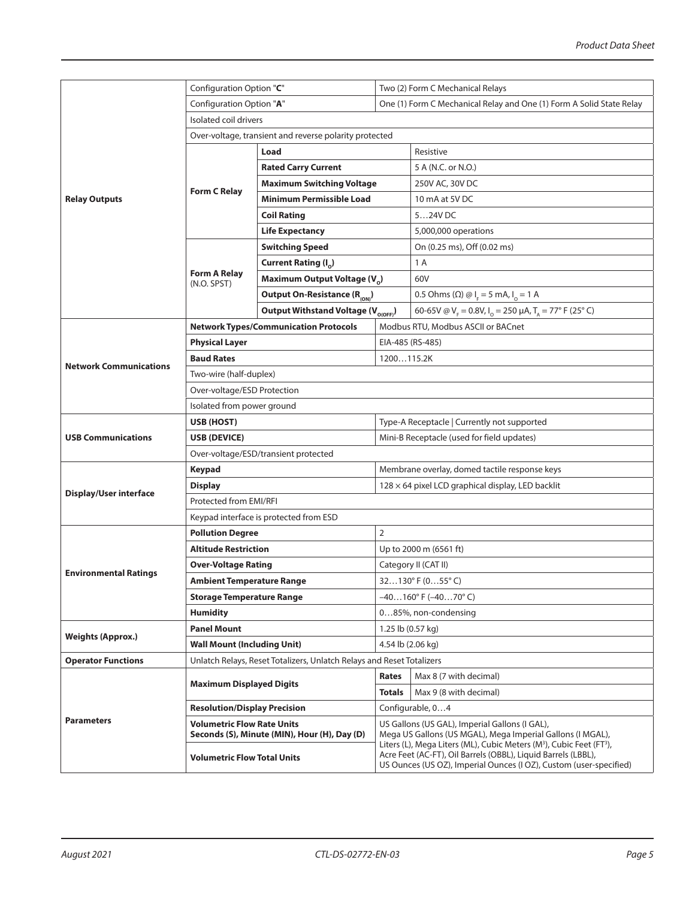| | | | | |
|---|---|---|---|---|
| **Relay Outputs** | Configuration Option "**C**" | | Two (2) Form C Mechanical Relays | |
| | Configuration Option "**A**" | | One (1) Form C Mechanical Relay and One (1) Form A Solid State Relay | |
| | Isolated coil drivers | | | |
| | Over-voltage, transient and reverse polarity protected | | | |
| | **Form C Relay** | **Load** | Resistive | |
| | | **Rated Carry Current** | 5 A (N.C. or N.O.) | |
| | | **Maximum Switching Voltage** | 250V AC, 30V DC | |
| | | **Minimum Permissible Load** | 10 mA at 5V DC | |
| | | **Coil Rating** | 5…24V DC | |
| | | **Life Expectancy** | 5,000,000 operations | |
| | **Form A Relay** (N.O. SPST) | **Switching Speed** | On (0.25 ms), Off (0.02 ms) | |
| | | **Current Rating ($I_O$)** | 1 A | |
| | | **Maximum Output Voltage ($V_O$)** | 60V | |
| | | **Output On-Resistance ($R_{(ON)}$)** | 0.5 Ohms (Ω) @ $I_F$ = 5 mA, $I_O$ = 1 A | |
| | | **Output Withstand Voltage ($V_{O(OFF)}$)** | 60-65V @ $V_F$ = 0.8V, $I_O$ = 250 µA, $T_A$ = 77° F (25° C) | |
| **Network Communications** | **Network Types/Communication Protocols** | | Modbus RTU, Modbus ASCII or BACnet | |
| | **Physical Layer** | | EIA-485 (RS-485) | |
| | **Baud Rates** | | 1200…115.2K | |
| | Two-wire (half-duplex) | | | |
| | Over-voltage/ESD Protection | | | |
| | Isolated from power ground | | | |
| **USB Communications** | **USB (HOST)** | | Type-A Receptacle \| Currently not supported | |
| | **USB (DEVICE)** | | Mini-B Receptacle (used for field updates) | |
| | Over-voltage/ESD/transient protected | | | |
| **Display/User interface** | **Keypad** | | Membrane overlay, domed tactile response keys | |
| | **Display** | | 128 × 64 pixel LCD graphical display, LED backlit | |
| | Protected from EMI/RFI | | | |
| | Keypad interface is protected from ESD | | | |
| **Environmental Ratings** | **Pollution Degree** | | 2 | |
| | **Altitude Restriction** | | Up to 2000 m (6561 ft) | |
| | **Over-Voltage Rating** | | Category II (CAT II) | |
| | **Ambient Temperature Range** | | 32…130° F (0…55° C) | |
| | **Storage Temperature Range** | | –40…160° F (–40…70° C) | |
| | **Humidity** | | 0…85%, non-condensing | |
| **Weights (Approx.)** | **Panel Mount** | | 1.25 lb (0.57 kg) | |
| | **Wall Mount (Including Unit)** | | 4.54 lb (2.06 kg) | |
| **Operator Functions** | Unlatch Relays, Reset Totalizers, Unlatch Relays and Reset Totalizers | | | |
| **Parameters** | **Maximum Displayed Digits** | | **Rates** | Max 8 (7 with decimal) |
| | | | **Totals** | Max 9 (8 with decimal) |
| | **Resolution/Display Precision** | | Configurable, 0…4 | |
| | **Volumetric Flow Rate Units** Seconds (S), Minute (MIN), Hour (H), Day (D) | | US Gallons (US GAL), Imperial Gallons (I GAL), Mega US Gallons (US MGAL), Mega Imperial Gallons (I MGAL), Liters (L), Mega Liters (ML), Cubic Meters ($M^3$), Cubic Feet ($FT^3$), Acre Feet (AC-FT), Oil Barrels (OBBL), Liquid Barrels (LBBL), US Ounces (US OZ), Imperial Ounces (I OZ), Custom (user-specified) | |
| | **Volumetric Flow Total Units** | | | |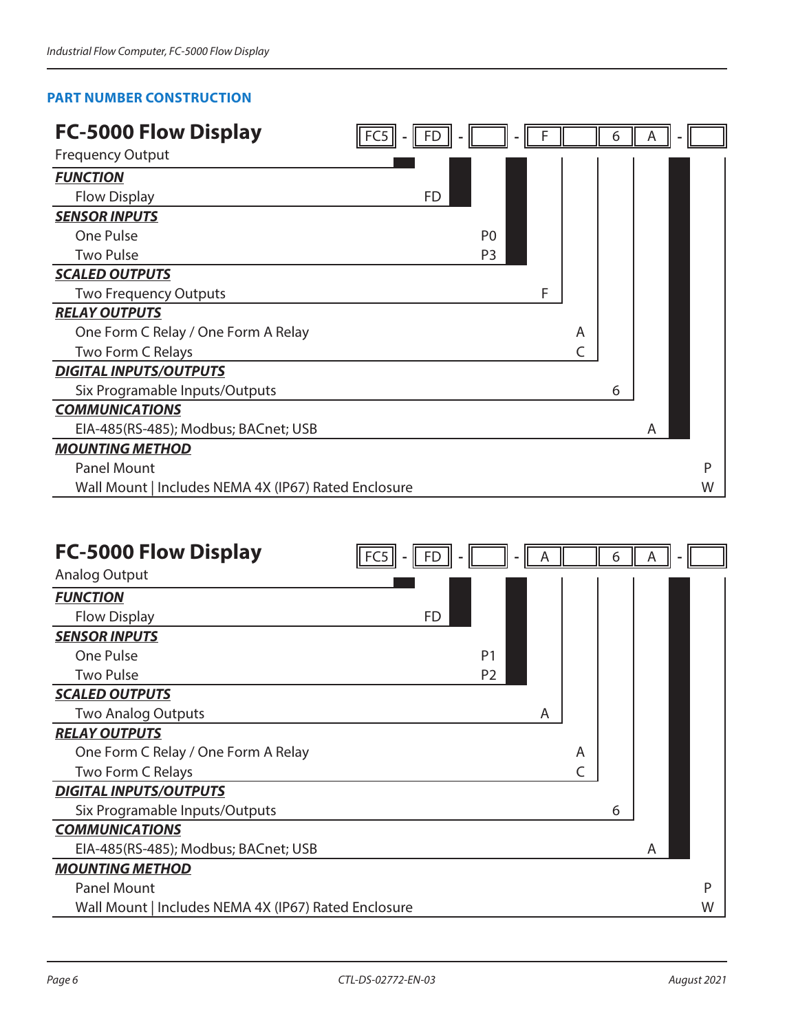## PART NUMBER CONSTRUCTION

### FC-5000 Flow Display

Frequency Output

**FC5 - FD - [ ] - F [ ] 6 A - [ ]**

| Option | Description | Code |
|---|---|---|
| ***FUNCTION*** | | |
| | Flow Display | FD |
| ***SENSOR INPUTS*** | | |
| | One Pulse | P0 |
| | Two Pulse | P3 |
| ***SCALED OUTPUTS*** | | |
| | Two Frequency Outputs | F |
| ***RELAY OUTPUTS*** | | |
| | One Form C Relay / One Form A Relay | A |
| | Two Form C Relays | C |
| ***DIGITAL INPUTS/OUTPUTS*** | | |
| | Six Programable Inputs/Outputs | 6 |
| ***COMMUNICATIONS*** | | |
| | EIA-485(RS-485); Modbus; BACnet; USB | A |
| ***MOUNTING METHOD*** | | |
| | Panel Mount | P |
| | Wall Mount \| Includes NEMA 4X (IP67) Rated Enclosure | W |

### FC-5000 Flow Display

Analog Output

**FC5 - FD - [ ] - A [ ] 6 A - [ ]**

| Option | Description | Code |
|---|---|---|
| ***FUNCTION*** | | |
| | Flow Display | FD |
| ***SENSOR INPUTS*** | | |
| | One Pulse | P1 |
| | Two Pulse | P2 |
| ***SCALED OUTPUTS*** | | |
| | Two Analog Outputs | A |
| ***RELAY OUTPUTS*** | | |
| | One Form C Relay / One Form A Relay | A |
| | Two Form C Relays | C |
| ***DIGITAL INPUTS/OUTPUTS*** | | |
| | Six Programable Inputs/Outputs | 6 |
| ***COMMUNICATIONS*** | | |
| | EIA-485(RS-485); Modbus; BACnet; USB | A |
| ***MOUNTING METHOD*** | | |
| | Panel Mount | P |
| | Wall Mount \| Includes NEMA 4X (IP67) Rated Enclosure | W |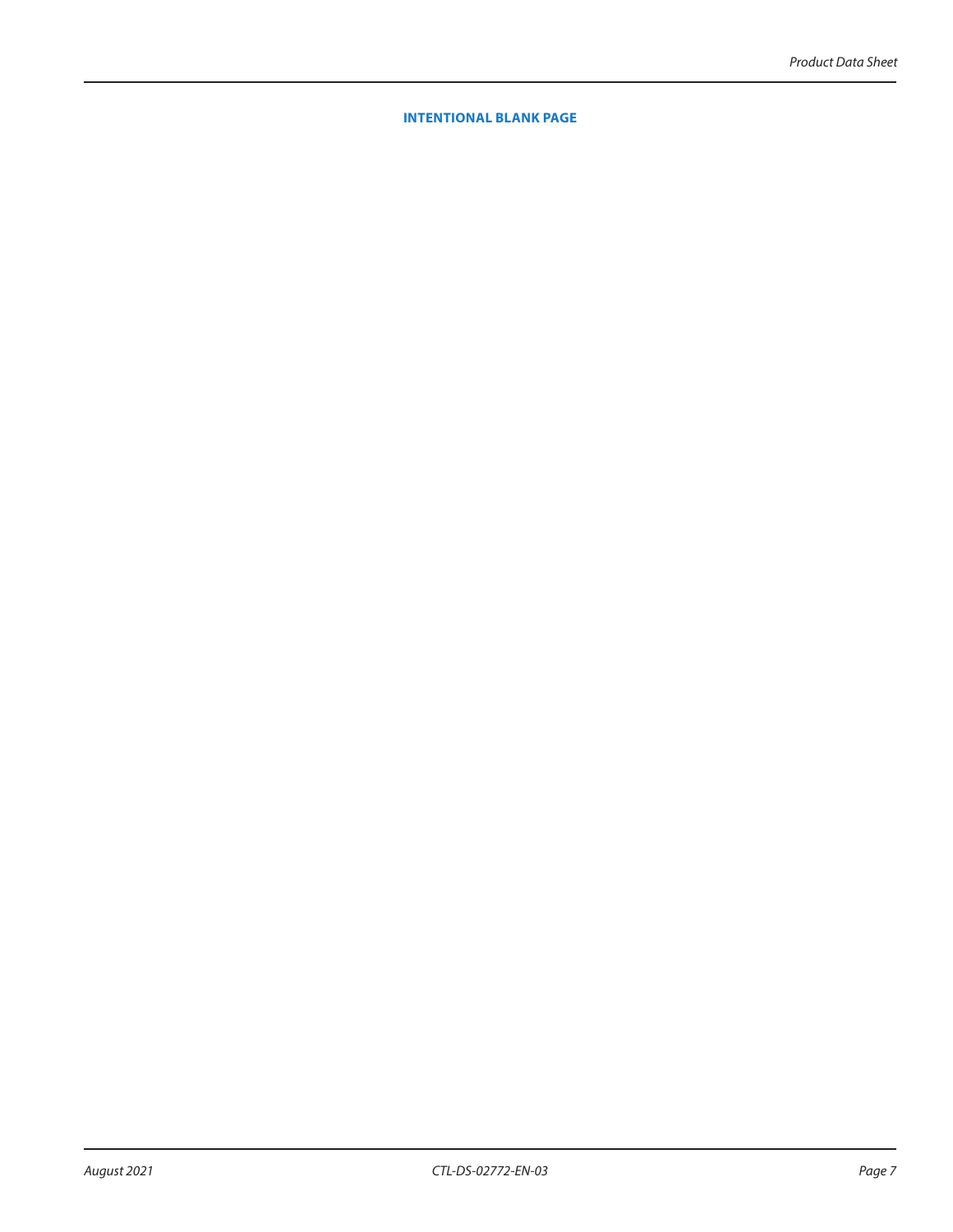**INTENTIONAL BLANK PAGE**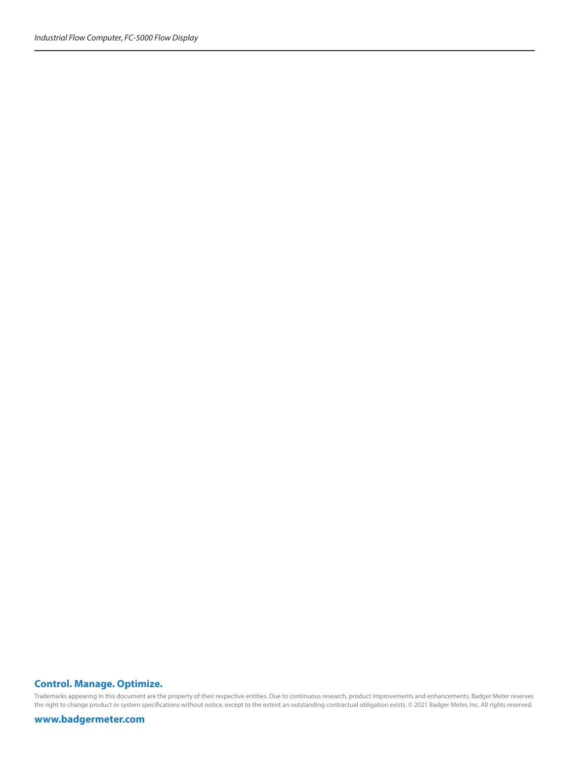**Control. Manage. Optimize.**

Trademarks appearing in this document are the property of their respective entities. Due to continuous research, product improvements and enhancements, Badger Meter reserves the right to change product or system specifications without notice, except to the extent an outstanding contractual obligation exists. © 2021 Badger Meter, Inc. All rights reserved.

**www.badgermeter.com**